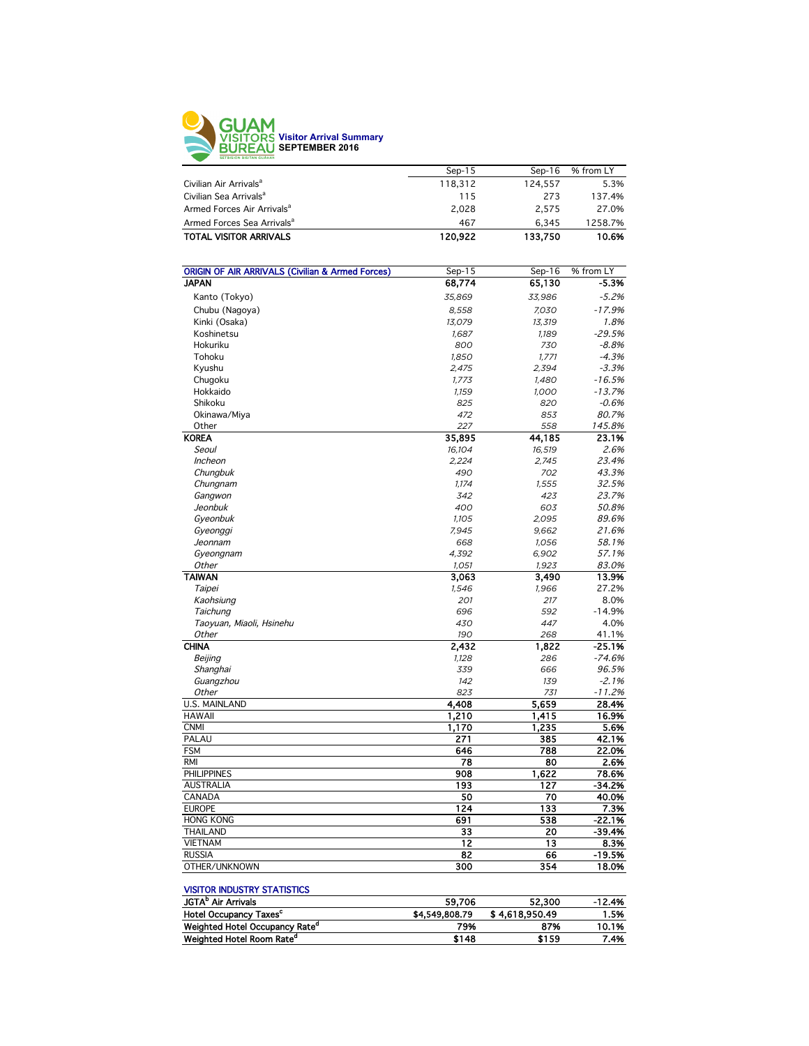# GUAM VISITORS BUREAU

## Visitor Arrival Summary SEPTEMBER 2016

| | Sep-15 | Sep-16 | % from LY |
|---|---|---|---|
| Civilian Air Arrivals[a] | 118,312 | 124,557 | 5.3% |
| Civilian Sea Arrivals[a] | 115 | 273 | 137.4% |
| Armed Forces Air Arrivals[a] | 2,028 | 2,575 | 27.0% |
| Armed Forces Sea Arrivals[a] | 467 | 6,345 | 1258.7% |
| **TOTAL VISITOR ARRIVALS** | **120,922** | **133,750** | **10.6%** |

| ORIGIN OF AIR ARRIVALS (Civilian & Armed Forces) | Sep-15 | Sep-16 | % from LY |
|---|---|---|---|
| **JAPAN** | **68,774** | **65,130** | **-5.3%** |
| Kanto (Tokyo) | *35,869* | *33,986* | *-5.2%* |
| Chubu (Nagoya) | *8,558* | *7,030* | *-17.9%* |
| Kinki (Osaka) | *13,079* | *13,319* | *1.8%* |
| Koshinetsu | *1,687* | *1,189* | *-29.5%* |
| Hokuriku | *800* | *730* | *-8.8%* |
| Tohoku | *1,850* | *1,771* | *-4.3%* |
| Kyushu | *2,475* | *2,394* | *-3.3%* |
| Chugoku | *1,773* | *1,480* | *-16.5%* |
| Hokkaido | *1,159* | *1,000* | *-13.7%* |
| Shikoku | *825* | *820* | *-0.6%* |
| Okinawa/Miya | *472* | *853* | *80.7%* |
| Other | *227* | *558* | *145.8%* |
| **KOREA** | **35,895** | **44,185** | **23.1%** |
| *Seoul* | *16,104* | *16,519* | *2.6%* |
| *Incheon* | *2,224* | *2,745* | *23.4%* |
| *Chungbuk* | *490* | *702* | *43.3%* |
| *Chungnam* | *1,174* | *1,555* | *32.5%* |
| *Gangwon* | *342* | *423* | *23.7%* |
| *Jeonbuk* | *400* | *603* | *50.8%* |
| *Gyeonbuk* | *1,105* | *2,095* | *89.6%* |
| *Gyeonggi* | *7,945* | *9,662* | *21.6%* |
| *Jeonnam* | *668* | *1,056* | *58.1%* |
| *Gyeongnam* | *4,392* | *6,902* | *57.1%* |
| *Other* | *1,051* | *1,923* | *83.0%* |
| **TAIWAN** | **3,063** | **3,490** | **13.9%** |
| *Taipei* | *1,546* | *1,966* | 27.2% |
| *Kaohsiung* | *201* | *217* | 8.0% |
| *Taichung* | *696* | *592* | -14.9% |
| *Taoyuan, Miaoli, Hsinehu* | *430* | *447* | 4.0% |
| *Other* | *190* | *268* | 41.1% |
| **CHINA** | **2,432** | **1,822** | **-25.1%** |
| *Beijing* | *1,128* | *286* | *-74.6%* |
| *Shanghai* | *339* | *666* | *96.5%* |
| *Guangzhou* | *142* | *139* | *-2.1%* |
| *Other* | *823* | *731* | *-11.2%* |
| U.S. MAINLAND | **4,408** | **5,659** | **28.4%** |
| HAWAII | **1,210** | **1,415** | **16.9%** |
| CNMI | **1,170** | **1,235** | **5.6%** |
| PALAU | **271** | **385** | **42.1%** |
| FSM | **646** | **788** | **22.0%** |
| RMI | **78** | **80** | **2.6%** |
| PHILIPPINES | **908** | **1,622** | **78.6%** |
| AUSTRALIA | **193** | **127** | **-34.2%** |
| CANADA | **50** | **70** | **40.0%** |
| EUROPE | **124** | **133** | **7.3%** |
| HONG KONG | **691** | **538** | **-22.1%** |
| THAILAND | **33** | **20** | **-39.4%** |
| VIETNAM | **12** | **13** | **8.3%** |
| RUSSIA | **82** | **66** | **-19.5%** |
| OTHER/UNKNOWN | **300** | **354** | **18.0%** |

| VISITOR INDUSTRY STATISTICS | | | |
|---|---|---|---|
| **JGTA[b] Air Arrivals** | **59,706** | **52,300** | **-12.4%** |
| **Hotel Occupancy Taxes[c]** | **$4,549,808.79** | **$ 4,618,950.49** | **1.5%** |
| **Weighted Hotel Occupancy Rate[d]** | **79%** | **87%** | **10.1%** |
| **Weighted Hotel Room Rate[d]** | **$148** | **$159** | **7.4%** |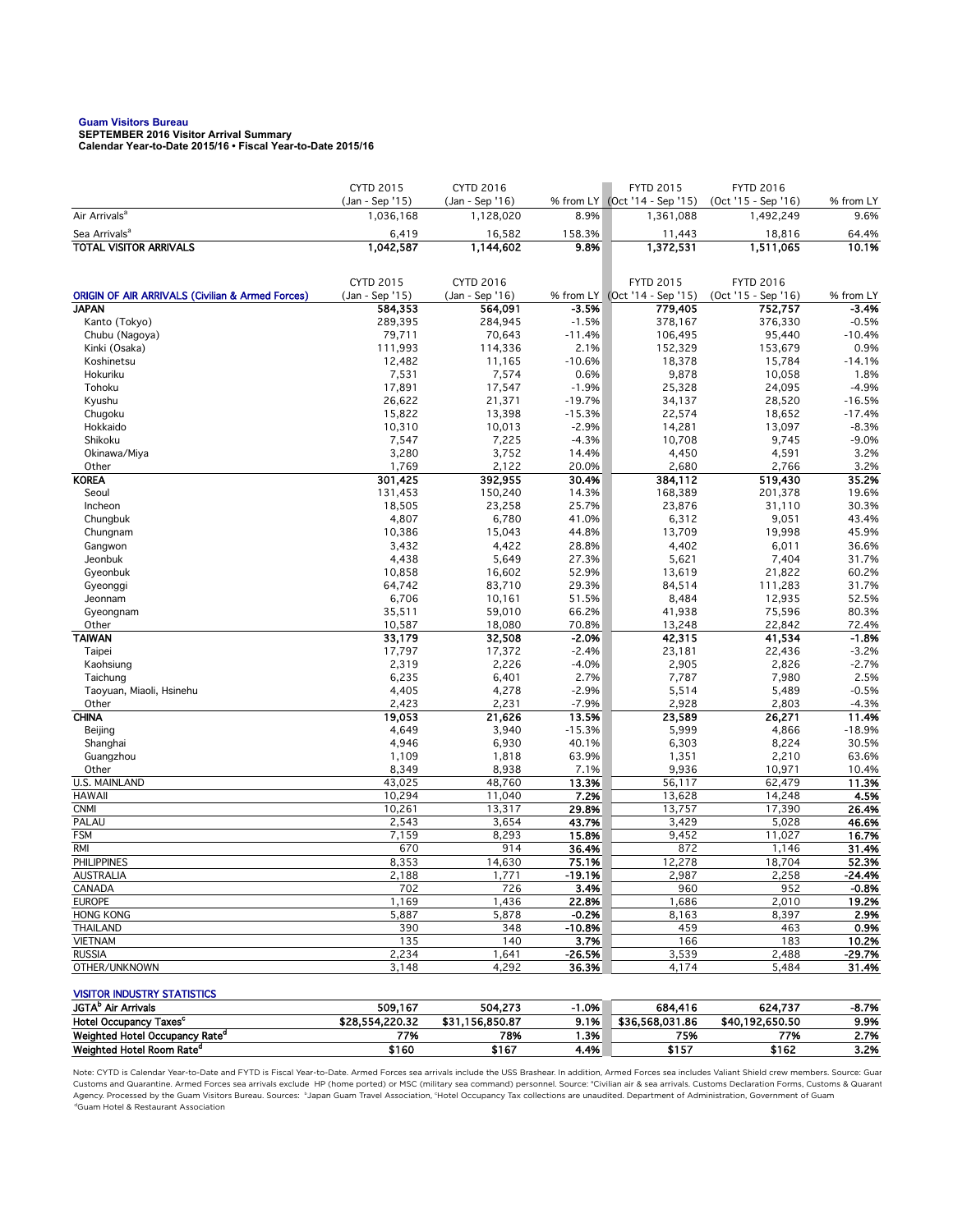**Guam Visitors Bureau**
**SEPTEMBER 2016 Visitor Arrival Summary**
**Calendar Year-to-Date 2015/16 • Fiscal Year-to-Date 2015/16**

| | CYTD 2015 (Jan - Sep '15) | CYTD 2016 (Jan - Sep '16) | % from LY | FYTD 2015 (Oct '14 - Sep '15) | FYTD 2016 (Oct '15 - Sep '16) | % from LY |
|---|---|---|---|---|---|---|
| Air Arrivals[a] | 1,036,168 | 1,128,020 | 8.9% | 1,361,088 | 1,492,249 | 9.6% |
| Sea Arrivals[a] | 6,419 | 16,582 | 158.3% | 11,443 | 18,816 | 64.4% |
| **TOTAL VISITOR ARRIVALS** | **1,042,587** | **1,144,602** | **9.8%** | **1,372,531** | **1,511,065** | **10.1%** |

| ORIGIN OF AIR ARRIVALS (Civilian & Armed Forces) | CYTD 2015 (Jan - Sep '15) | CYTD 2016 (Jan - Sep '16) | % from LY | FYTD 2015 (Oct '14 - Sep '15) | FYTD 2016 (Oct '15 - Sep '16) | % from LY |
|---|---|---|---|---|---|---|
| **JAPAN** | **584,353** | **564,091** | **-3.5%** | **779,405** | **752,757** | **-3.4%** |
| Kanto (Tokyo) | 289,395 | 284,945 | -1.5% | 378,167 | 376,330 | -0.5% |
| Chubu (Nagoya) | 79,711 | 70,643 | -11.4% | 106,495 | 95,440 | -10.4% |
| Kinki (Osaka) | 111,993 | 114,336 | 2.1% | 152,329 | 153,679 | 0.9% |
| Koshinetsu | 12,482 | 11,165 | -10.6% | 18,378 | 15,784 | -14.1% |
| Hokuriku | 7,531 | 7,574 | 0.6% | 9,878 | 10,058 | 1.8% |
| Tohoku | 17,891 | 17,547 | -1.9% | 25,328 | 24,095 | -4.9% |
| Kyushu | 26,622 | 21,371 | -19.7% | 34,137 | 28,520 | -16.5% |
| Chugoku | 15,822 | 13,398 | -15.3% | 22,574 | 18,652 | -17.4% |
| Hokkaido | 10,310 | 10,013 | -2.9% | 14,281 | 13,097 | -8.3% |
| Shikoku | 7,547 | 7,225 | -4.3% | 10,708 | 9,745 | -9.0% |
| Okinawa/Miya | 3,280 | 3,752 | 14.4% | 4,450 | 4,591 | 3.2% |
| Other | 1,769 | 2,122 | 20.0% | 2,680 | 2,766 | 3.2% |
| **KOREA** | **301,425** | **392,955** | **30.4%** | **384,112** | **519,430** | **35.2%** |
| Seoul | 131,453 | 150,240 | 14.3% | 168,389 | 201,378 | 19.6% |
| Incheon | 18,505 | 23,258 | 25.7% | 23,876 | 31,110 | 30.3% |
| Chungbuk | 4,807 | 6,780 | 41.0% | 6,312 | 9,051 | 43.4% |
| Chungnam | 10,386 | 15,043 | 44.8% | 13,709 | 19,998 | 45.9% |
| Gangwon | 3,432 | 4,422 | 28.8% | 4,402 | 6,011 | 36.6% |
| Jeonbuk | 4,438 | 5,649 | 27.3% | 5,621 | 7,404 | 31.7% |
| Gyeonbuk | 10,858 | 16,602 | 52.9% | 13,619 | 21,822 | 60.2% |
| Gyeonggi | 64,742 | 83,710 | 29.3% | 84,514 | 111,283 | 31.7% |
| Jeonnam | 6,706 | 10,161 | 51.5% | 8,484 | 12,935 | 52.5% |
| Gyeongnam | 35,511 | 59,010 | 66.2% | 41,938 | 75,596 | 80.3% |
| Other | 10,587 | 18,080 | 70.8% | 13,248 | 22,842 | 72.4% |
| **TAIWAN** | **33,179** | **32,508** | **-2.0%** | **42,315** | **41,534** | **-1.8%** |
| Taipei | 17,797 | 17,372 | -2.4% | 23,181 | 22,436 | -3.2% |
| Kaohsiung | 2,319 | 2,226 | -4.0% | 2,905 | 2,826 | -2.7% |
| Taichung | 6,235 | 6,401 | 2.7% | 7,787 | 7,980 | 2.5% |
| Taoyuan, Miaoli, Hsinehu | 4,405 | 4,278 | -2.9% | 5,514 | 5,489 | -0.5% |
| Other | 2,423 | 2,231 | -7.9% | 2,928 | 2,803 | -4.3% |
| **CHINA** | **19,053** | **21,626** | **13.5%** | **23,589** | **26,271** | **11.4%** |
| Beijing | 4,649 | 3,940 | -15.3% | 5,999 | 4,866 | -18.9% |
| Shanghai | 4,946 | 6,930 | 40.1% | 6,303 | 8,224 | 30.5% |
| Guangzhou | 1,109 | 1,818 | 63.9% | 1,351 | 2,210 | 63.6% |
| Other | 8,349 | 8,938 | 7.1% | 9,936 | 10,971 | 10.4% |
| U.S. MAINLAND | 43,025 | 48,760 | **13.3%** | 56,117 | 62,479 | **11.3%** |
| HAWAII | 10,294 | 11,040 | **7.2%** | 13,628 | 14,248 | **4.5%** |
| CNMI | 10,261 | 13,317 | **29.8%** | 13,757 | 17,390 | **26.4%** |
| PALAU | 2,543 | 3,654 | **43.7%** | 3,429 | 5,028 | **46.6%** |
| FSM | 7,159 | 8,293 | **15.8%** | 9,452 | 11,027 | **16.7%** |
| RMI | 670 | 914 | **36.4%** | 872 | 1,146 | **31.4%** |
| PHILIPPINES | 8,353 | 14,630 | **75.1%** | 12,278 | 18,704 | **52.3%** |
| AUSTRALIA | 2,188 | 1,771 | **-19.1%** | 2,987 | 2,258 | **-24.4%** |
| CANADA | 702 | 726 | **3.4%** | 960 | 952 | **-0.8%** |
| EUROPE | 1,169 | 1,436 | **22.8%** | 1,686 | 2,010 | **19.2%** |
| HONG KONG | 5,887 | 5,878 | **-0.2%** | 8,163 | 8,397 | **2.9%** |
| THAILAND | 390 | 348 | **-10.8%** | 459 | 463 | **0.9%** |
| VIETNAM | 135 | 140 | **3.7%** | 166 | 183 | **10.2%** |
| RUSSIA | 2,234 | 1,641 | **-26.5%** | 3,539 | 2,488 | **-29.7%** |
| OTHER/UNKNOWN | 3,148 | 4,292 | **36.3%** | 4,174 | 5,484 | **31.4%** |

| VISITOR INDUSTRY STATISTICS | CYTD 2015 | CYTD 2016 | % from LY | FYTD 2015 | FYTD 2016 | % from LY |
|---|---|---|---|---|---|---|
| **JGTA[b] Air Arrivals** | **509,167** | **504,273** | **-1.0%** | **684,416** | **624,737** | **-8.7%** |
| **Hotel Occupancy Taxes[c]** | **$28,554,220.32** | **$31,156,850.87** | **9.1%** | **$36,568,031.86** | **$40,192,650.50** | **9.9%** |
| **Weighted Hotel Occupancy Rate[d]** | **77%** | **78%** | **1.3%** | **75%** | **77%** | **2.7%** |
| **Weighted Hotel Room Rate[d]** | **$160** | **$167** | **4.4%** | **$157** | **$162** | **3.2%** |

Note: CYTD is Calendar Year-to-Date and FYTD is Fiscal Year-to-Date. Armed Forces sea arrivals include the USS Brashear. In addition, Armed Forces sea includes Valiant Shield crew members. Source: Guam Customs and Quarantine. Armed Forces sea arrivals exclude HP (home ported) or MSC (military sea command) personnel. Source: [a]Civilian air & sea arrivals. Customs Declaration Forms, Customs & Quarantine Agency. Processed by the Guam Visitors Bureau. Sources: [b]Japan Guam Travel Association, [c]Hotel Occupancy Tax collections are unaudited. Department of Administration, Government of Guam [d]Guam Hotel & Restaurant Association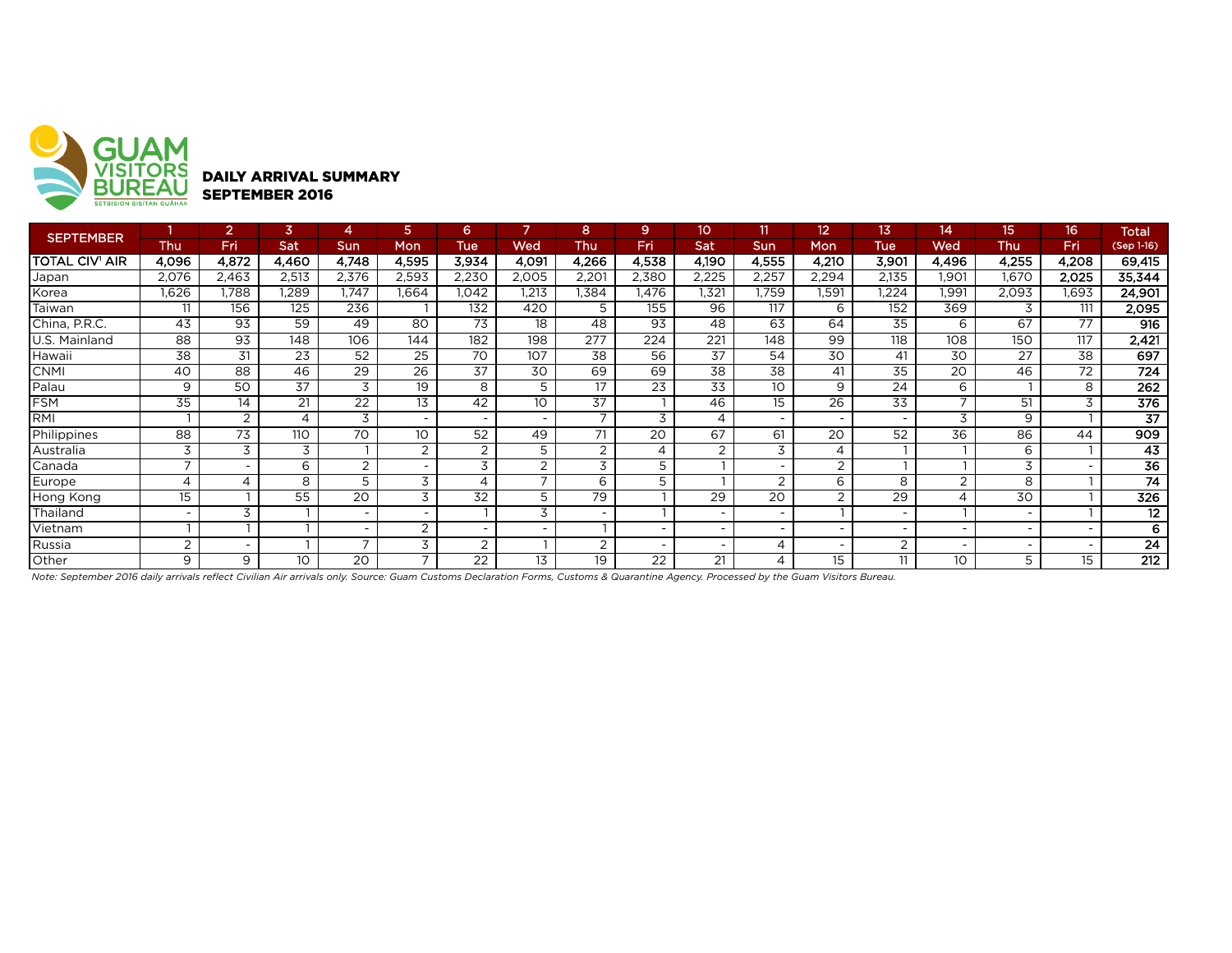GUAM VISITORS BUREAU
SETBISION BISITAN GUÅHAN

## DAILY ARRIVAL SUMMARY
## SEPTEMBER 2016

| SEPTEMBER | 1 | 2 | 3 | 4 | 5 | 6 | 7 | 8 | 9 | 10 | 11 | 12 | 13 | 14 | 15 | 16 | Total |
|---|---|---|---|---|---|---|---|---|---|---|---|---|---|---|---|---|---|
| | Thu | Fri | Sat | Sun | Mon | Tue | Wed | Thu | Fri | Sat | Sun | Mon | Tue | Wed | Thu | Fri | (Sep 1-16) |
| **TOTAL CIV' AIR** | **4,096** | **4,872** | **4,460** | **4,748** | **4,595** | **3,934** | **4,091** | **4,266** | **4,538** | **4,190** | **4,555** | **4,210** | **3,901** | **4,496** | **4,255** | **4,208** | **69,415** |
| Japan | 2,076 | 2,463 | 2,513 | 2,376 | 2,593 | 2,230 | 2,005 | 2,201 | 2,380 | 2,225 | 2,257 | 2,294 | 2,135 | 1,901 | 1,670 | 2,025 | **35,344** |
| Korea | 1,626 | 1,788 | 1,289 | 1,747 | 1,664 | 1,042 | 1,213 | 1,384 | 1,476 | 1,321 | 1,759 | 1,591 | 1,224 | 1,991 | 2,093 | 1,693 | **24,901** |
| Taiwan | 11 | 156 | 125 | 236 | 1 | 132 | 420 | 5 | 155 | 96 | 117 | 6 | 152 | 369 | 3 | 111 | **2,095** |
| China, P.R.C. | 43 | 93 | 59 | 49 | 80 | 73 | 18 | 48 | 93 | 48 | 63 | 64 | 35 | 6 | 67 | 77 | **916** |
| U.S. Mainland | 88 | 93 | 148 | 106 | 144 | 182 | 198 | 277 | 224 | 221 | 148 | 99 | 118 | 108 | 150 | 117 | **2,421** |
| Hawaii | 38 | 31 | 23 | 52 | 25 | 70 | 107 | 38 | 56 | 37 | 54 | 30 | 41 | 30 | 27 | 38 | **697** |
| CNMI | 40 | 88 | 46 | 29 | 26 | 37 | 30 | 69 | 69 | 38 | 38 | 41 | 35 | 20 | 46 | 72 | **724** |
| Palau | 9 | 50 | 37 | 3 | 19 | 8 | 5 | 17 | 23 | 33 | 10 | 9 | 24 | 6 | 1 | 8 | **262** |
| FSM | 35 | 14 | 21 | 22 | 13 | 42 | 10 | 37 | 1 | 46 | 15 | 26 | 33 | 7 | 51 | 3 | **376** |
| RMI | 1 | 2 | 4 | 3 | - | - | - | 7 | 3 | 4 | - | - | - | 3 | 9 | 1 | **37** |
| Philippines | 88 | 73 | 110 | 70 | 10 | 52 | 49 | 71 | 20 | 67 | 61 | 20 | 52 | 36 | 86 | 44 | **909** |
| Australia | 3 | 3 | 3 | 1 | 2 | 2 | 5 | 2 | 4 | 2 | 3 | 4 | 1 | 1 | 6 | 1 | **43** |
| Canada | 7 | - | 6 | 2 | - | 3 | 2 | 3 | 5 | 1 | - | 2 | 1 | 1 | 3 | - | **36** |
| Europe | 4 | 4 | 8 | 5 | 3 | 4 | 7 | 6 | 5 | 1 | 2 | 6 | 8 | 2 | 8 | 1 | **74** |
| Hong Kong | 15 | 1 | 55 | 20 | 3 | 32 | 5 | 79 | 1 | 29 | 20 | 2 | 29 | 4 | 30 | 1 | **326** |
| Thailand | - | 3 | 1 | - | - | 1 | 3 | - | 1 | - | - | 1 | - | 1 | - | 1 | **12** |
| Vietnam | 1 | 1 | 1 | - | 2 | - | - | 1 | - | - | - | - | - | - | - | - | **6** |
| Russia | 2 | - | 1 | 7 | 3 | 2 | 1 | 2 | - | - | 4 | - | 2 | - | - | - | **24** |
| Other | 9 | 9 | 10 | 20 | 7 | 22 | 13 | 19 | 22 | 21 | 4 | 15 | 11 | 10 | 5 | 15 | **212** |

*Note: September 2016 daily arrivals reflect Civilian Air arrivals only. Source: Guam Customs Declaration Forms, Customs & Quarantine Agency. Processed by the Guam Visitors Bureau.*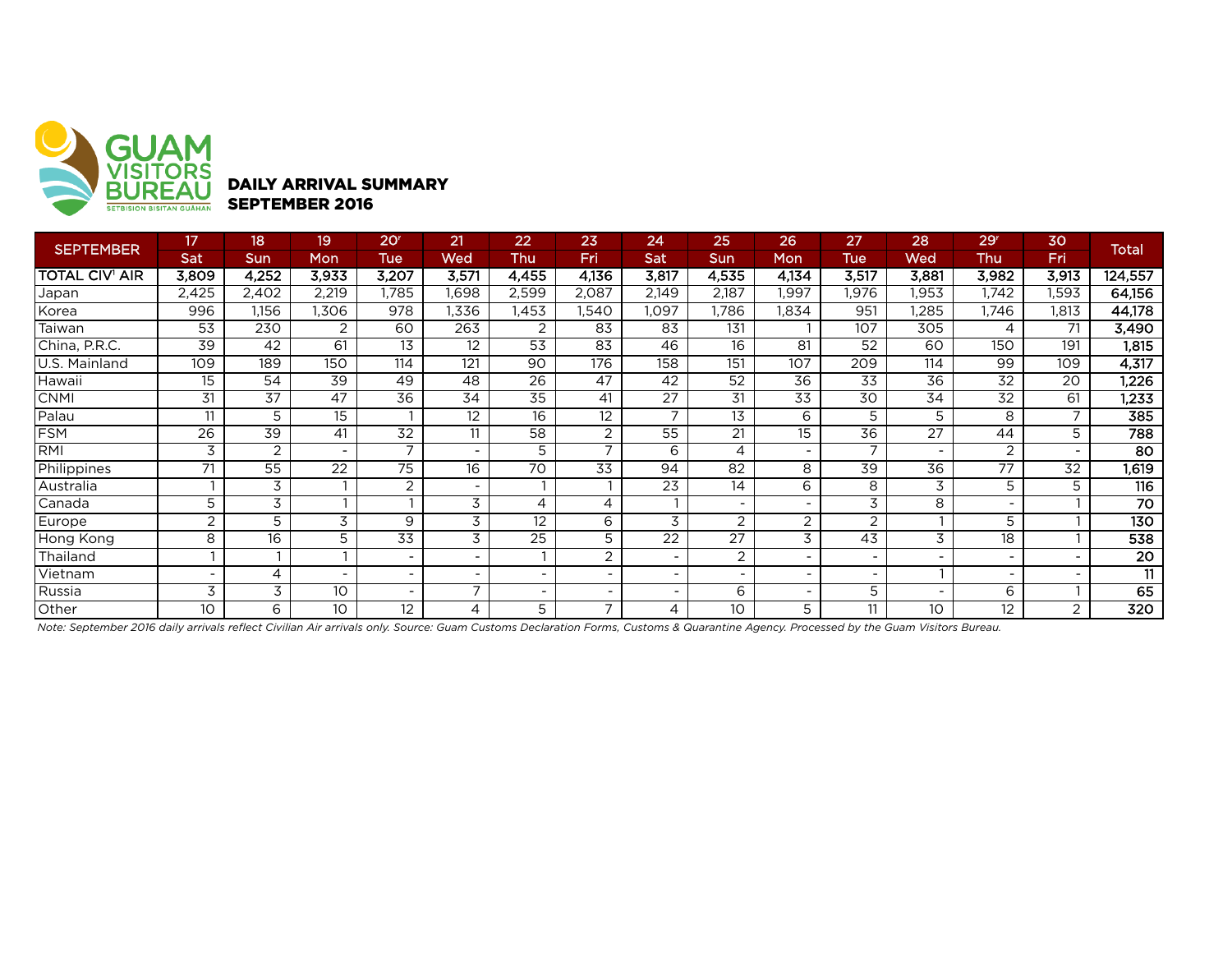GUAM VISITORS BUREAU
SETBISION BISITAN GUÅHAN

## DAILY ARRIVAL SUMMARY
## SEPTEMBER 2016

| SEPTEMBER | 17 | 18 | 19 | 20r | 21 | 22 | 23 | 24 | 25 | 26 | 27 | 28 | 29r | 30 | Total |
|---|---|---|---|---|---|---|---|---|---|---|---|---|---|---|---|
| | Sat | Sun | Mon | Tue | Wed | Thu | Fri | Sat | Sun | Mon | Tue | Wed | Thu | Fri | |
| **TOTAL CIV[1] AIR** | **3,809** | **4,252** | **3,933** | **3,207** | **3,571** | **4,455** | **4,136** | **3,817** | **4,535** | **4,134** | **3,517** | **3,881** | **3,982** | **3,913** | **124,557** |
| Japan | 2,425 | 2,402 | 2,219 | 1,785 | 1,698 | 2,599 | 2,087 | 2,149 | 2,187 | 1,997 | 1,976 | 1,953 | 1,742 | 1,593 | **64,156** |
| Korea | 996 | 1,156 | 1,306 | 978 | 1,336 | 1,453 | 1,540 | 1,097 | 1,786 | 1,834 | 951 | 1,285 | 1,746 | 1,813 | **44,178** |
| Taiwan | 53 | 230 | 2 | 60 | 263 | 2 | 83 | 83 | 131 | 1 | 107 | 305 | 4 | 71 | **3,490** |
| China, P.R.C. | 39 | 42 | 61 | 13 | 12 | 53 | 83 | 46 | 16 | 81 | 52 | 60 | 150 | 191 | **1,815** |
| U.S. Mainland | 109 | 189 | 150 | 114 | 121 | 90 | 176 | 158 | 151 | 107 | 209 | 114 | 99 | 109 | **4,317** |
| Hawaii | 15 | 54 | 39 | 49 | 48 | 26 | 47 | 42 | 52 | 36 | 33 | 36 | 32 | 20 | **1,226** |
| CNMI | 31 | 37 | 47 | 36 | 34 | 35 | 41 | 27 | 31 | 33 | 30 | 34 | 32 | 61 | **1,233** |
| Palau | 11 | 5 | 15 | 1 | 12 | 16 | 12 | 7 | 13 | 6 | 5 | 5 | 8 | 7 | **385** |
| FSM | 26 | 39 | 41 | 32 | 11 | 58 | 2 | 55 | 21 | 15 | 36 | 27 | 44 | 5 | **788** |
| RMI | 3 | 2 | - | 7 | - | 5 | 7 | 6 | 4 | - | 7 | - | 2 | - | **80** |
| Philippines | 71 | 55 | 22 | 75 | 16 | 70 | 33 | 94 | 82 | 8 | 39 | 36 | 77 | 32 | **1,619** |
| Australia | 1 | 3 | 1 | 2 | - | 1 | 1 | 23 | 14 | 6 | 8 | 3 | 5 | 5 | **116** |
| Canada | 5 | 3 | 1 | 1 | 3 | 4 | 4 | 1 | - | - | 3 | 8 | - | 1 | **70** |
| Europe | 2 | 5 | 3 | 9 | 3 | 12 | 6 | 3 | 2 | 2 | 2 | 1 | 5 | 1 | **130** |
| Hong Kong | 8 | 16 | 5 | 33 | 3 | 25 | 5 | 22 | 27 | 3 | 43 | 3 | 18 | 1 | **538** |
| Thailand | 1 | 1 | 1 | - | - | 1 | 2 | - | 2 | - | - | - | - | - | **20** |
| Vietnam | - | 4 | - | - | - | - | - | - | - | - | - | 1 | - | - | **11** |
| Russia | 3 | 3 | 10 | - | 7 | - | - | - | 6 | - | 5 | - | 6 | 1 | **65** |
| Other | 10 | 6 | 10 | 12 | 4 | 5 | 7 | 4 | 10 | 5 | 11 | 10 | 12 | 2 | **320** |

*Note: September 2016 daily arrivals reflect Civilian Air arrivals only. Source: Guam Customs Declaration Forms, Customs & Quarantine Agency. Processed by the Guam Visitors Bureau.*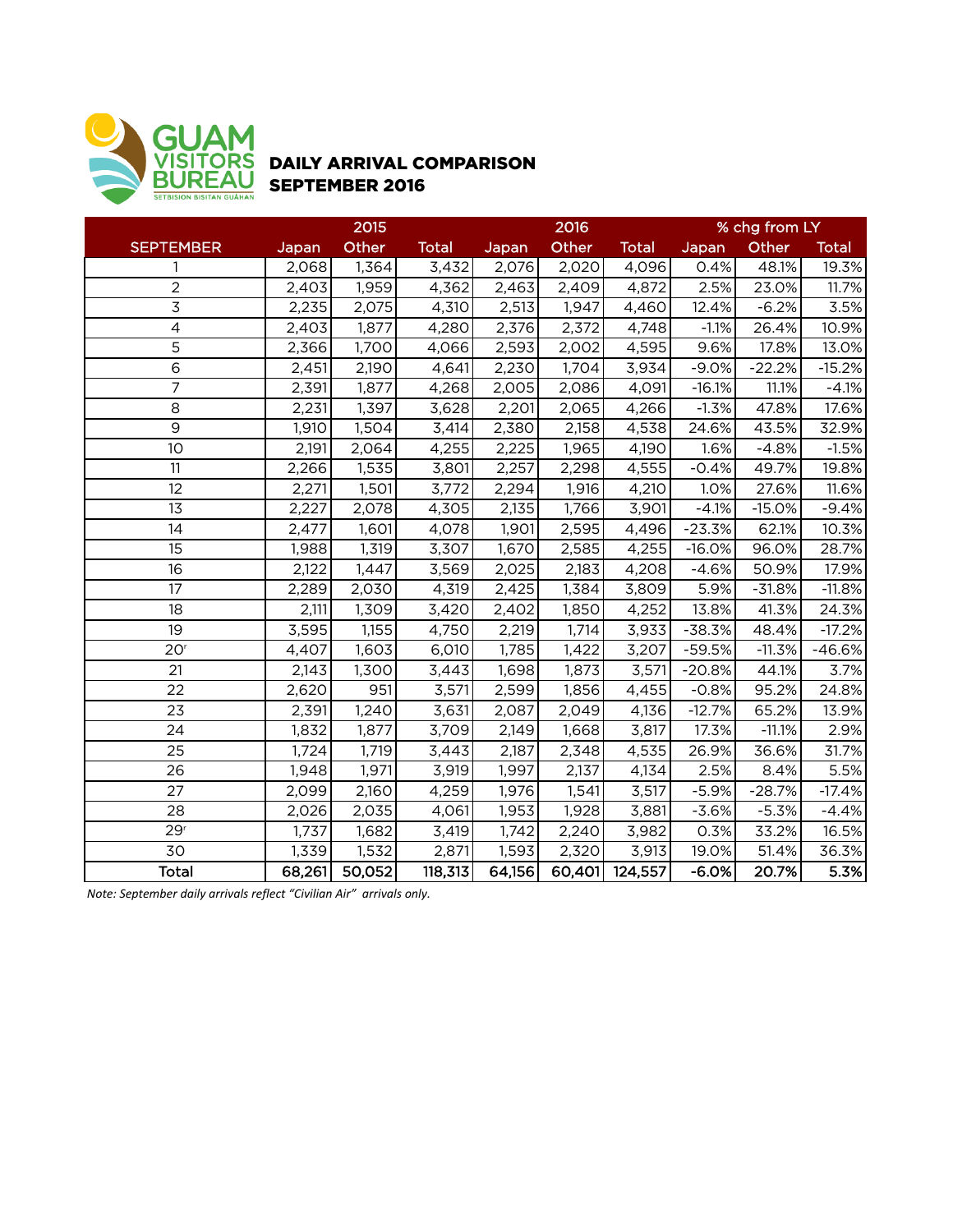GUAM VISITORS BUREAU
SETBISION BISITAN GUAHAN

# DAILY ARRIVAL COMPARISON
# SEPTEMBER 2016

| | 2015 | | | 2016 | | | % chg from LY | | |
|---|---|---|---|---|---|---|---|---|---|
| SEPTEMBER | Japan | Other | Total | Japan | Other | Total | Japan | Other | Total |
| 1 | 2,068 | 1,364 | 3,432 | 2,076 | 2,020 | 4,096 | 0.4% | 48.1% | 19.3% |
| 2 | 2,403 | 1,959 | 4,362 | 2,463 | 2,409 | 4,872 | 2.5% | 23.0% | 11.7% |
| 3 | 2,235 | 2,075 | 4,310 | 2,513 | 1,947 | 4,460 | 12.4% | -6.2% | 3.5% |
| 4 | 2,403 | 1,877 | 4,280 | 2,376 | 2,372 | 4,748 | -1.1% | 26.4% | 10.9% |
| 5 | 2,366 | 1,700 | 4,066 | 2,593 | 2,002 | 4,595 | 9.6% | 17.8% | 13.0% |
| 6 | 2,451 | 2,190 | 4,641 | 2,230 | 1,704 | 3,934 | -9.0% | -22.2% | -15.2% |
| 7 | 2,391 | 1,877 | 4,268 | 2,005 | 2,086 | 4,091 | -16.1% | 11.1% | -4.1% |
| 8 | 2,231 | 1,397 | 3,628 | 2,201 | 2,065 | 4,266 | -1.3% | 47.8% | 17.6% |
| 9 | 1,910 | 1,504 | 3,414 | 2,380 | 2,158 | 4,538 | 24.6% | 43.5% | 32.9% |
| 10 | 2,191 | 2,064 | 4,255 | 2,225 | 1,965 | 4,190 | 1.6% | -4.8% | -1.5% |
| 11 | 2,266 | 1,535 | 3,801 | 2,257 | 2,298 | 4,555 | -0.4% | 49.7% | 19.8% |
| 12 | 2,271 | 1,501 | 3,772 | 2,294 | 1,916 | 4,210 | 1.0% | 27.6% | 11.6% |
| 13 | 2,227 | 2,078 | 4,305 | 2,135 | 1,766 | 3,901 | -4.1% | -15.0% | -9.4% |
| 14 | 2,477 | 1,601 | 4,078 | 1,901 | 2,595 | 4,496 | -23.3% | 62.1% | 10.3% |
| 15 | 1,988 | 1,319 | 3,307 | 1,670 | 2,585 | 4,255 | -16.0% | 96.0% | 28.7% |
| 16 | 2,122 | 1,447 | 3,569 | 2,025 | 2,183 | 4,208 | -4.6% | 50.9% | 17.9% |
| 17 | 2,289 | 2,030 | 4,319 | 2,425 | 1,384 | 3,809 | 5.9% | -31.8% | -11.8% |
| 18 | 2,111 | 1,309 | 3,420 | 2,402 | 1,850 | 4,252 | 13.8% | 41.3% | 24.3% |
| 19 | 3,595 | 1,155 | 4,750 | 2,219 | 1,714 | 3,933 | -38.3% | 48.4% | -17.2% |
| 20r | 4,407 | 1,603 | 6,010 | 1,785 | 1,422 | 3,207 | -59.5% | -11.3% | -46.6% |
| 21 | 2,143 | 1,300 | 3,443 | 1,698 | 1,873 | 3,571 | -20.8% | 44.1% | 3.7% |
| 22 | 2,620 | 951 | 3,571 | 2,599 | 1,856 | 4,455 | -0.8% | 95.2% | 24.8% |
| 23 | 2,391 | 1,240 | 3,631 | 2,087 | 2,049 | 4,136 | -12.7% | 65.2% | 13.9% |
| 24 | 1,832 | 1,877 | 3,709 | 2,149 | 1,668 | 3,817 | 17.3% | -11.1% | 2.9% |
| 25 | 1,724 | 1,719 | 3,443 | 2,187 | 2,348 | 4,535 | 26.9% | 36.6% | 31.7% |
| 26 | 1,948 | 1,971 | 3,919 | 1,997 | 2,137 | 4,134 | 2.5% | 8.4% | 5.5% |
| 27 | 2,099 | 2,160 | 4,259 | 1,976 | 1,541 | 3,517 | -5.9% | -28.7% | -17.4% |
| 28 | 2,026 | 2,035 | 4,061 | 1,953 | 1,928 | 3,881 | -3.6% | -5.3% | -4.4% |
| 29r | 1,737 | 1,682 | 3,419 | 1,742 | 2,240 | 3,982 | 0.3% | 33.2% | 16.5% |
| 30 | 1,339 | 1,532 | 2,871 | 1,593 | 2,320 | 3,913 | 19.0% | 51.4% | 36.3% |
| **Total** | **68,261** | **50,052** | **118,313** | **64,156** | **60,401** | **124,557** | **-6.0%** | **20.7%** | **5.3%** |

*Note: September daily arrivals reflect "Civilian Air" arrivals only.*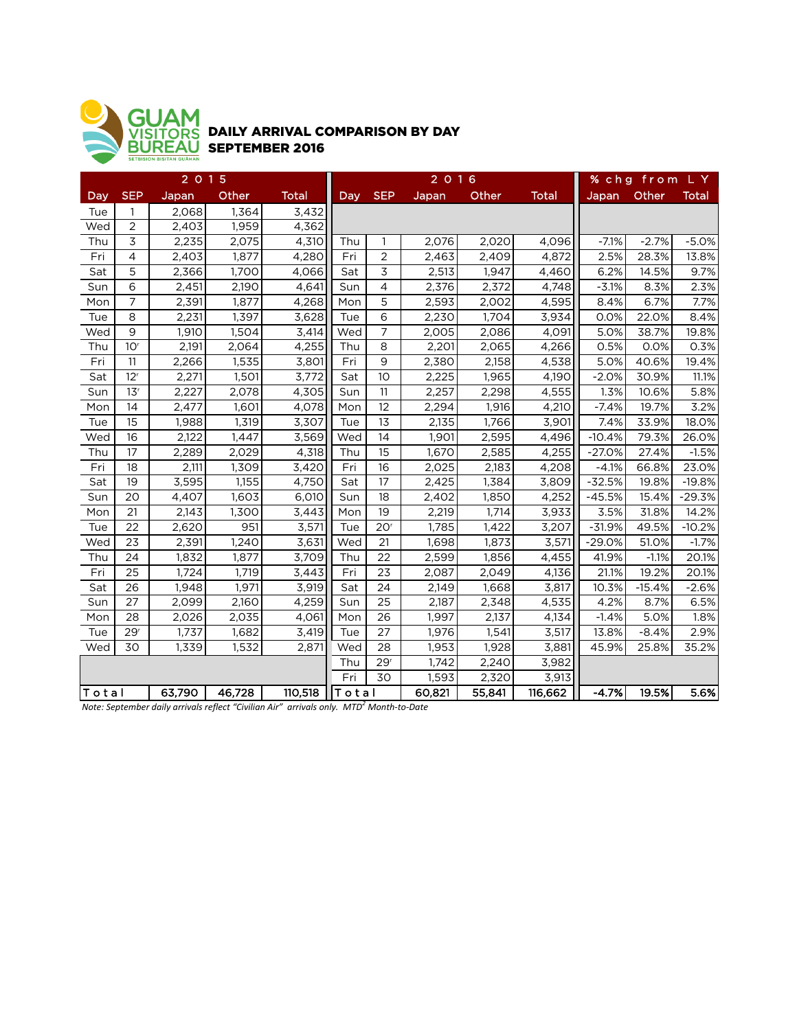# GUAM VISITORS BUREAU

SETBISION BISITAN GUÅHAN

## DAILY ARRIVAL COMPARISON BY DAY
## SEPTEMBER 2016

| 2015 | | | | | 2016 | | | | | % chg from LY | | |
|---|---|---|---|---|---|---|---|---|---|---|---|---|
| Day | SEP | Japan | Other | Total | Day | SEP | Japan | Other | Total | Japan | Other | Total |
| Tue | 1 | 2,068 | 1,364 | 3,432 | | | | | | | | |
| Wed | 2 | 2,403 | 1,959 | 4,362 | | | | | | | | |
| Thu | 3 | 2,235 | 2,075 | 4,310 | Thu | 1 | 2,076 | 2,020 | 4,096 | -7.1% | -2.7% | -5.0% |
| Fri | 4 | 2,403 | 1,877 | 4,280 | Fri | 2 | 2,463 | 2,409 | 4,872 | 2.5% | 28.3% | 13.8% |
| Sat | 5 | 2,366 | 1,700 | 4,066 | Sat | 3 | 2,513 | 1,947 | 4,460 | 6.2% | 14.5% | 9.7% |
| Sun | 6 | 2,451 | 2,190 | 4,641 | Sun | 4 | 2,376 | 2,372 | 4,748 | -3.1% | 8.3% | 2.3% |
| Mon | 7 | 2,391 | 1,877 | 4,268 | Mon | 5 | 2,593 | 2,002 | 4,595 | 8.4% | 6.7% | 7.7% |
| Tue | 8 | 2,231 | 1,397 | 3,628 | Tue | 6 | 2,230 | 1,704 | 3,934 | 0.0% | 22.0% | 8.4% |
| Wed | 9 | 1,910 | 1,504 | 3,414 | Wed | 7 | 2,005 | 2,086 | 4,091 | 5.0% | 38.7% | 19.8% |
| Thu | 10r | 2,191 | 2,064 | 4,255 | Thu | 8 | 2,201 | 2,065 | 4,266 | 0.5% | 0.0% | 0.3% |
| Fri | 11 | 2,266 | 1,535 | 3,801 | Fri | 9 | 2,380 | 2,158 | 4,538 | 5.0% | 40.6% | 19.4% |
| Sat | 12r | 2,271 | 1,501 | 3,772 | Sat | 10 | 2,225 | 1,965 | 4,190 | -2.0% | 30.9% | 11.1% |
| Sun | 13r | 2,227 | 2,078 | 4,305 | Sun | 11 | 2,257 | 2,298 | 4,555 | 1.3% | 10.6% | 5.8% |
| Mon | 14 | 2,477 | 1,601 | 4,078 | Mon | 12 | 2,294 | 1,916 | 4,210 | -7.4% | 19.7% | 3.2% |
| Tue | 15 | 1,988 | 1,319 | 3,307 | Tue | 13 | 2,135 | 1,766 | 3,901 | 7.4% | 33.9% | 18.0% |
| Wed | 16 | 2,122 | 1,447 | 3,569 | Wed | 14 | 1,901 | 2,595 | 4,496 | -10.4% | 79.3% | 26.0% |
| Thu | 17 | 2,289 | 2,029 | 4,318 | Thu | 15 | 1,670 | 2,585 | 4,255 | -27.0% | 27.4% | -1.5% |
| Fri | 18 | 2,111 | 1,309 | 3,420 | Fri | 16 | 2,025 | 2,183 | 4,208 | -4.1% | 66.8% | 23.0% |
| Sat | 19 | 3,595 | 1,155 | 4,750 | Sat | 17 | 2,425 | 1,384 | 3,809 | -32.5% | 19.8% | -19.8% |
| Sun | 20 | 4,407 | 1,603 | 6,010 | Sun | 18 | 2,402 | 1,850 | 4,252 | -45.5% | 15.4% | -29.3% |
| Mon | 21 | 2,143 | 1,300 | 3,443 | Mon | 19 | 2,219 | 1,714 | 3,933 | 3.5% | 31.8% | 14.2% |
| Tue | 22 | 2,620 | 951 | 3,571 | Tue | 20r | 1,785 | 1,422 | 3,207 | -31.9% | 49.5% | -10.2% |
| Wed | 23 | 2,391 | 1,240 | 3,631 | Wed | 21 | 1,698 | 1,873 | 3,571 | -29.0% | 51.0% | -1.7% |
| Thu | 24 | 1,832 | 1,877 | 3,709 | Thu | 22 | 2,599 | 1,856 | 4,455 | 41.9% | -1.1% | 20.1% |
| Fri | 25 | 1,724 | 1,719 | 3,443 | Fri | 23 | 2,087 | 2,049 | 4,136 | 21.1% | 19.2% | 20.1% |
| Sat | 26 | 1,948 | 1,971 | 3,919 | Sat | 24 | 2,149 | 1,668 | 3,817 | 10.3% | -15.4% | -2.6% |
| Sun | 27 | 2,099 | 2,160 | 4,259 | Sun | 25 | 2,187 | 2,348 | 4,535 | 4.2% | 8.7% | 6.5% |
| Mon | 28 | 2,026 | 2,035 | 4,061 | Mon | 26 | 1,997 | 2,137 | 4,134 | -1.4% | 5.0% | 1.8% |
| Tue | 29r | 1,737 | 1,682 | 3,419 | Tue | 27 | 1,976 | 1,541 | 3,517 | 13.8% | -8.4% | 2.9% |
| Wed | 30 | 1,339 | 1,532 | 2,871 | Wed | 28 | 1,953 | 1,928 | 3,881 | 45.9% | 25.8% | 35.2% |
| | | | | | Thu | 29r | 1,742 | 2,240 | 3,982 | | | |
| | | | | | Fri | 30 | 1,593 | 2,320 | 3,913 | | | |
| **Total** | | **63,790** | **46,728** | **110,518** | **Total** | | **60,821** | **55,841** | **116,662** | **-4.7%** | **19.5%** | **5.6%** |

*Note: September daily arrivals reflect "Civilian Air" arrivals only. MTD[2] Month-to-Date*